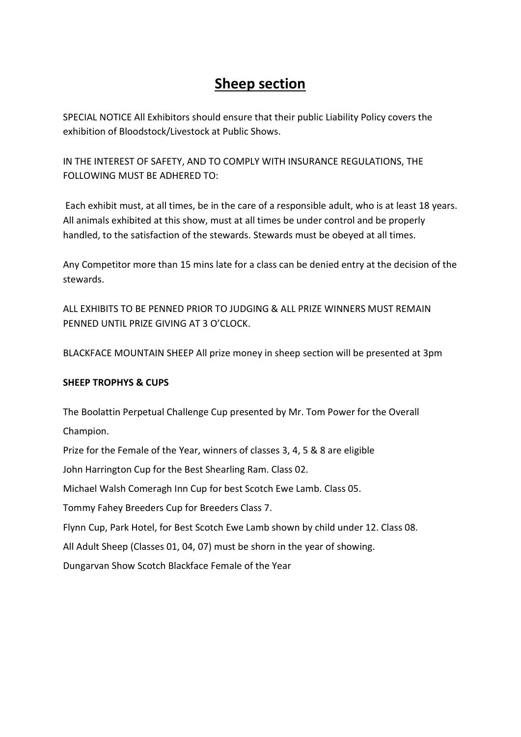# Sheep section

SPECIAL NOTICE All Exhibitors should ensure that their public Liability Policy covers the exhibition of Bloodstock/Livestock at Public Shows.

IN THE INTEREST OF SAFETY, AND TO COMPLY WITH INSURANCE REGULATIONS, THE FOLLOWING MUST BE ADHERED TO:

Each exhibit must, at all times, be in the care of a responsible adult, who is at least 18 years. All animals exhibited at this show, must at all times be under control and be properly handled, to the satisfaction of the stewards. Stewards must be obeyed at all times.

Any Competitor more than 15 mins late for a class can be denied entry at the decision of the stewards.

ALL EXHIBITS TO BE PENNED PRIOR TO JUDGING & ALL PRIZE WINNERS MUST REMAIN PENNED UNTIL PRIZE GIVING AT 3 O'CLOCK.

BLACKFACE MOUNTAIN SHEEP All prize money in sheep section will be presented at 3pm

**SHEEP TROPHYS & CUPS**

The Boolattin Perpetual Challenge Cup presented by Mr. Tom Power for the Overall Champion.

Prize for the Female of the Year, winners of classes 3, 4, 5 & 8 are eligible

John Harrington Cup for the Best Shearling Ram. Class 02.

Michael Walsh Comeragh Inn Cup for best Scotch Ewe Lamb. Class 05.

Tommy Fahey Breeders Cup for Breeders Class 7.

Flynn Cup, Park Hotel, for Best Scotch Ewe Lamb shown by child under 12. Class 08.

All Adult Sheep (Classes 01, 04, 07) must be shorn in the year of showing.

Dungarvan Show Scotch Blackface Female of the Year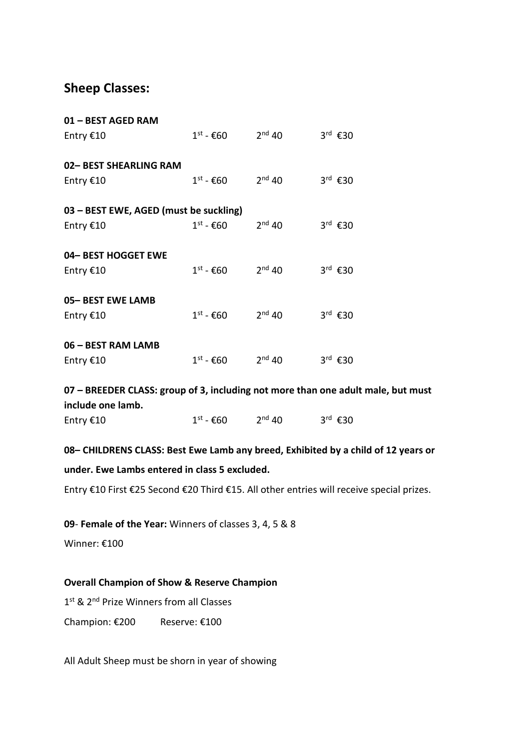## Sheep Classes:

**01 – BEST AGED RAM**

Entry €10 1st - €60 2nd 40 3rd €30

**02– BEST SHEARLING RAM**

Entry €10 1st - €60 2nd 40 3rd €30

**03 – BEST EWE, AGED (must be suckling)**

Entry €10 1st - €60 2nd 40 3rd €30

**04– BEST HOGGET EWE**

Entry €10 1st - €60 2nd 40 3rd €30

**05– BEST EWE LAMB**

Entry €10 1st - €60 2nd 40 3rd €30

**06 – BEST RAM LAMB**

Entry €10 1st - €60 2nd 40 3rd €30

**07 – BREEDER CLASS: group of 3, including not more than one adult male, but must include one lamb.**

Entry €10 1st - €60 2nd 40 3rd €30

**08– CHILDRENS CLASS: Best Ewe Lamb any breed, Exhibited by a child of 12 years or under. Ewe Lambs entered in class 5 excluded.**

Entry €10 First €25 Second €20 Third €15. All other entries will receive special prizes.

**09**- **Female of the Year:** Winners of classes 3, 4, 5 & 8

Winner: €100

**Overall Champion of Show & Reserve Champion**

1st & 2nd Prize Winners from all Classes

Champion: €200 Reserve: €100

All Adult Sheep must be shorn in year of showing